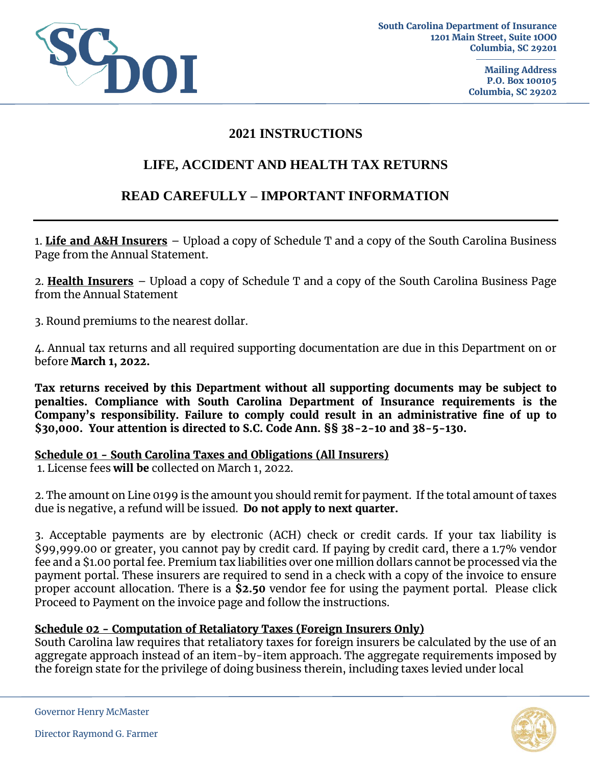South Carolina Department of Insurance
1201 Main Street, Suite 1000
Columbia, SC 29201

Mailing Address
P.O. Box 100105
Columbia, SC 29202

# 2021 INSTRUCTIONS

# LIFE, ACCIDENT AND HEALTH TAX RETURNS

# READ CAREFULLY – IMPORTANT INFORMATION

1. **Life and A&H Insurers** – Upload a copy of Schedule T and a copy of the South Carolina Business Page from the Annual Statement.

2. **Health Insurers** – Upload a copy of Schedule T and a copy of the South Carolina Business Page from the Annual Statement

3. Round premiums to the nearest dollar.

4. Annual tax returns and all required supporting documentation are due in this Department on or before **March 1, 2022.**

**Tax returns received by this Department without all supporting documents may be subject to penalties. Compliance with South Carolina Department of Insurance requirements is the Company's responsibility. Failure to comply could result in an administrative fine of up to $30,000. Your attention is directed to S.C. Code Ann. §§ 38-2-10 and 38-5-130.**

## Schedule 01 - South Carolina Taxes and Obligations (All Insurers)

1. License fees **will be** collected on March 1, 2022.

2. The amount on Line 0199 is the amount you should remit for payment. If the total amount of taxes due is negative, a refund will be issued. **Do not apply to next quarter.**

3. Acceptable payments are by electronic (ACH) check or credit cards. If your tax liability is $99,999.00 or greater, you cannot pay by credit card. If paying by credit card, there a 1.7% vendor fee and a $1.00 portal fee. Premium tax liabilities over one million dollars cannot be processed via the payment portal. These insurers are required to send in a check with a copy of the invoice to ensure proper account allocation. There is a **$2.50** vendor fee for using the payment portal. Please click Proceed to Payment on the invoice page and follow the instructions.

## Schedule 02 - Computation of Retaliatory Taxes (Foreign Insurers Only)

South Carolina law requires that retaliatory taxes for foreign insurers be calculated by the use of an aggregate approach instead of an item-by-item approach. The aggregate requirements imposed by the foreign state for the privilege of doing business therein, including taxes levied under local

Governor Henry McMaster

Director Raymond G. Farmer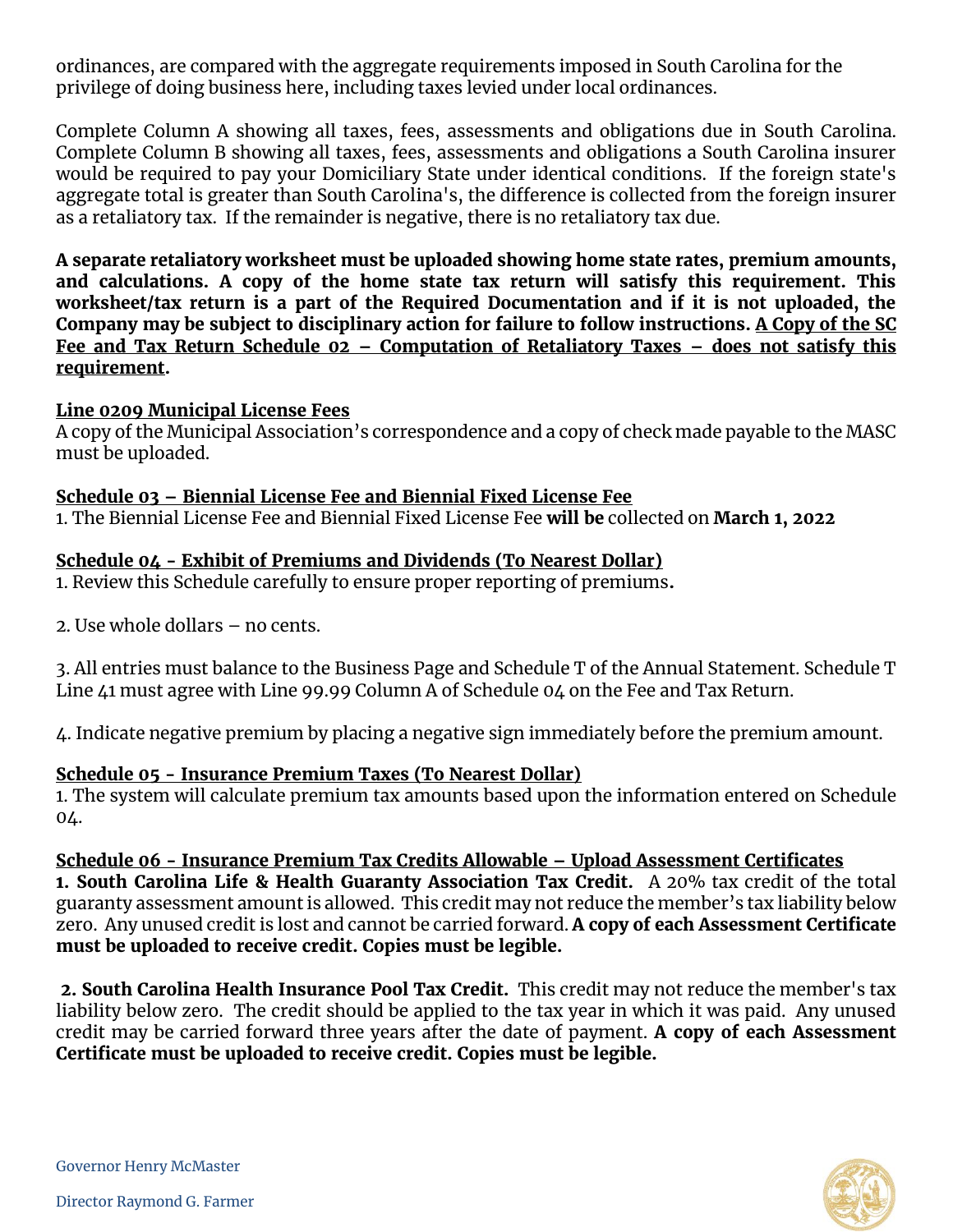ordinances, are compared with the aggregate requirements imposed in South Carolina for the privilege of doing business here, including taxes levied under local ordinances.

Complete Column A showing all taxes, fees, assessments and obligations due in South Carolina. Complete Column B showing all taxes, fees, assessments and obligations a South Carolina insurer would be required to pay your Domiciliary State under identical conditions. If the foreign state's aggregate total is greater than South Carolina's, the difference is collected from the foreign insurer as a retaliatory tax. If the remainder is negative, there is no retaliatory tax due.

**A separate retaliatory worksheet must be uploaded showing home state rates, premium amounts, and calculations. A copy of the home state tax return will satisfy this requirement. This worksheet/tax return is a part of the Required Documentation and if it is not uploaded, the Company may be subject to disciplinary action for failure to follow instructions. <u>A Copy of the SC Fee and Tax Return Schedule 02 – Computation of Retaliatory Taxes – does not satisfy this requirement</u>.**

**<u>Line 0209 Municipal License Fees</u>**

A copy of the Municipal Association's correspondence and a copy of check made payable to the MASC must be uploaded.

**<u>Schedule 03 – Biennial License Fee and Biennial Fixed License Fee</u>**

1. The Biennial License Fee and Biennial Fixed License Fee **will be** collected on **March 1, 2022**

**<u>Schedule 04 - Exhibit of Premiums and Dividends (To Nearest Dollar)</u>**

1. Review this Schedule carefully to ensure proper reporting of premiums**.**

2. Use whole dollars – no cents.

3. All entries must balance to the Business Page and Schedule T of the Annual Statement. Schedule T Line 41 must agree with Line 99.99 Column A of Schedule 04 on the Fee and Tax Return.

4. Indicate negative premium by placing a negative sign immediately before the premium amount.

**<u>Schedule 05 - Insurance Premium Taxes (To Nearest Dollar)</u>**

1. The system will calculate premium tax amounts based upon the information entered on Schedule 04.

**<u>Schedule 06 - Insurance Premium Tax Credits Allowable – Upload Assessment Certificates</u>**

**1. South Carolina Life & Health Guaranty Association Tax Credit.** A 20% tax credit of the total guaranty assessment amount is allowed. This credit may not reduce the member's tax liability below zero. Any unused credit is lost and cannot be carried forward. **A copy of each Assessment Certificate must be uploaded to receive credit. Copies must be legible.**

**2. South Carolina Health Insurance Pool Tax Credit.** This credit may not reduce the member's tax liability below zero. The credit should be applied to the tax year in which it was paid. Any unused credit may be carried forward three years after the date of payment. **A copy of each Assessment Certificate must be uploaded to receive credit. Copies must be legible.**

Governor Henry McMaster

Director Raymond G. Farmer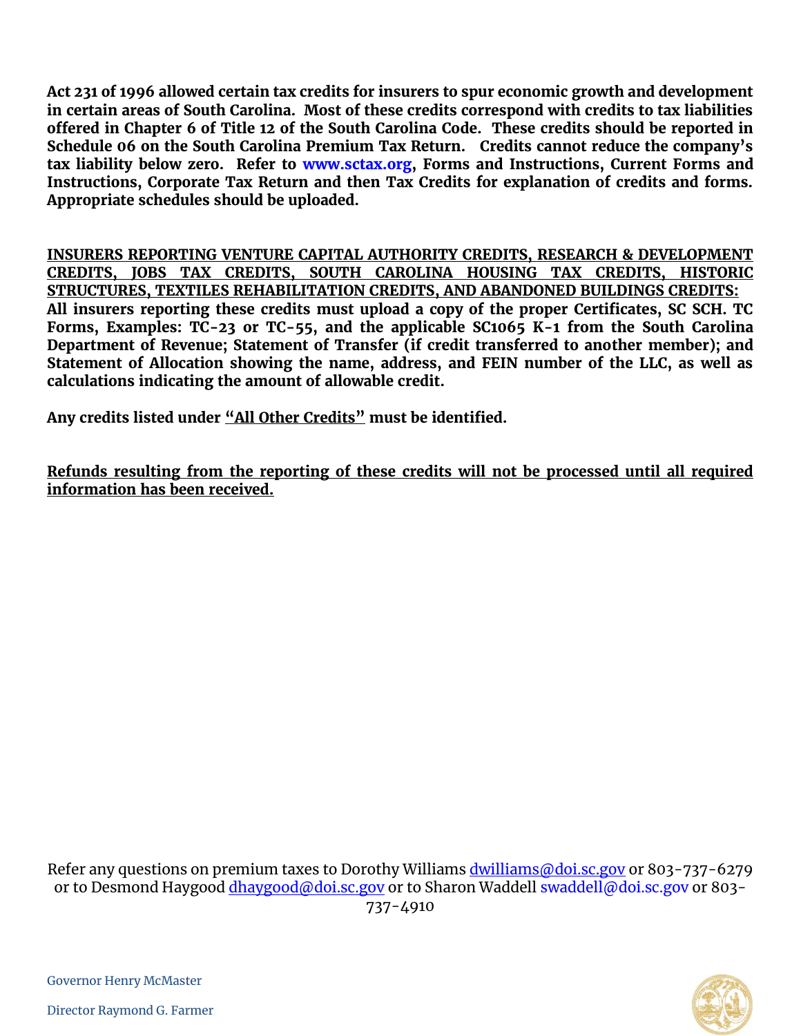**Act 231 of 1996 allowed certain tax credits for insurers to spur economic growth and development in certain areas of South Carolina. Most of these credits correspond with credits to tax liabilities offered in Chapter 6 of Title 12 of the South Carolina Code. These credits should be reported in Schedule 06 on the South Carolina Premium Tax Return. Credits cannot reduce the company's tax liability below zero. Refer to www.sctax.org, Forms and Instructions, Current Forms and Instructions, Corporate Tax Return and then Tax Credits for explanation of credits and forms. Appropriate schedules should be uploaded.**

**INSURERS REPORTING VENTURE CAPITAL AUTHORITY CREDITS, RESEARCH & DEVELOPMENT CREDITS, JOBS TAX CREDITS, SOUTH CAROLINA HOUSING TAX CREDITS, HISTORIC STRUCTURES, TEXTILES REHABILITATION CREDITS, AND ABANDONED BUILDINGS CREDITS:**
**All insurers reporting these credits must upload a copy of the proper Certificates, SC SCH. TC Forms, Examples: TC-23 or TC-55, and the applicable SC1065 K-1 from the South Carolina Department of Revenue; Statement of Transfer (if credit transferred to another member); and Statement of Allocation showing the name, address, and FEIN number of the LLC, as well as calculations indicating the amount of allowable credit.**

**Any credits listed under "All Other Credits" must be identified.**

**Refunds resulting from the reporting of these credits will not be processed until all required information has been received.**

Refer any questions on premium taxes to Dorothy Williams dwilliams@doi.sc.gov or 803-737-6279 or to Desmond Haygood dhaygood@doi.sc.gov or to Sharon Waddell swaddell@doi.sc.gov or 803-737-4910

Governor Henry McMaster

Director Raymond G. Farmer